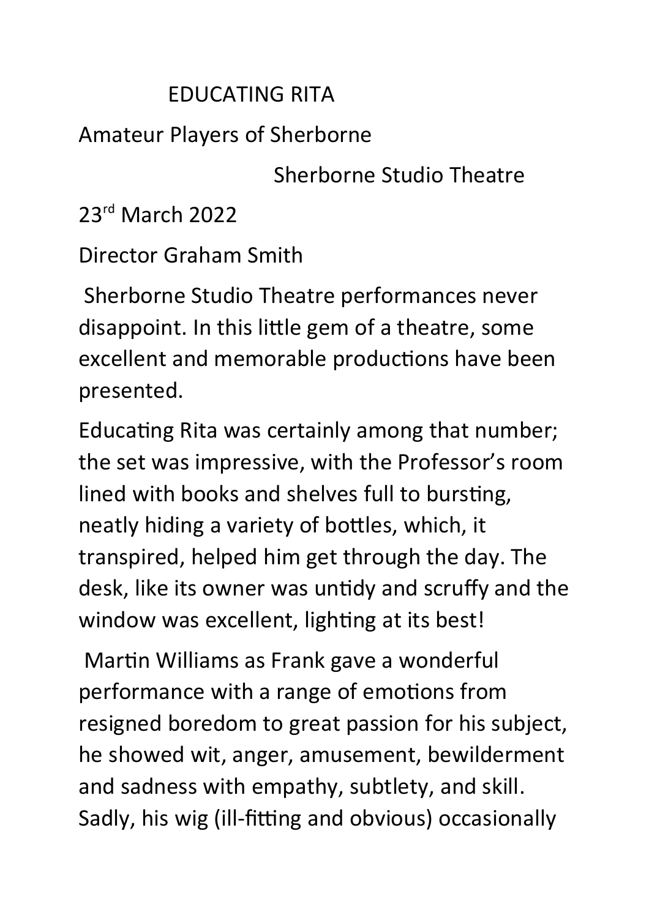# EDUCATING RITA

Amateur Players of Sherborne

Sherborne Studio Theatre

23rd March 2022

Director Graham Smith

Sherborne Studio Theatre performances never disappoint. In this little gem of a theatre, some excellent and memorable productions have been presented.

Educating Rita was certainly among that number; the set was impressive, with the Professor's room lined with books and shelves full to bursting, neatly hiding a variety of bottles, which, it transpired, helped him get through the day. The desk, like its owner was untidy and scruffy and the window was excellent, lighting at its best!

Martin Williams as Frank gave a wonderful performance with a range of emotions from resigned boredom to great passion for his subject, he showed wit, anger, amusement, bewilderment and sadness with empathy, subtlety, and skill. Sadly, his wig (ill-fitting and obvious) occasionally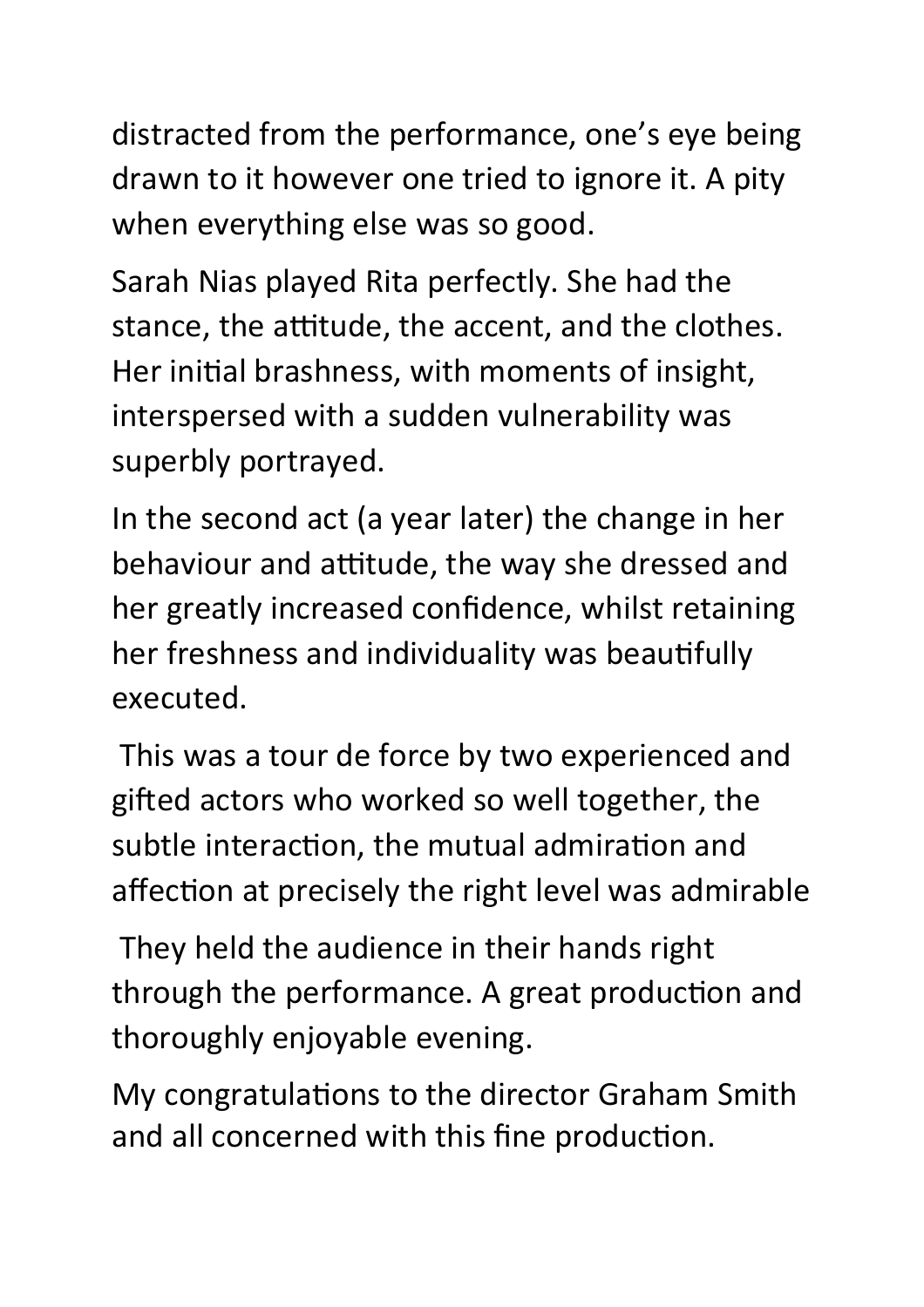distracted from the performance, one's eye being drawn to it however one tried to ignore it. A pity when everything else was so good.

Sarah Nias played Rita perfectly. She had the stance, the attitude, the accent, and the clothes. Her initial brashness, with moments of insight, interspersed with a sudden vulnerability was superbly portrayed.

In the second act (a year later) the change in her behaviour and attitude, the way she dressed and her greatly increased confidence, whilst retaining her freshness and individuality was beautifully executed.

This was a tour de force by two experienced and gifted actors who worked so well together, the subtle interaction, the mutual admiration and affection at precisely the right level was admirable

They held the audience in their hands right through the performance. A great production and thoroughly enjoyable evening.

My congratulations to the director Graham Smith and all concerned with this fine production.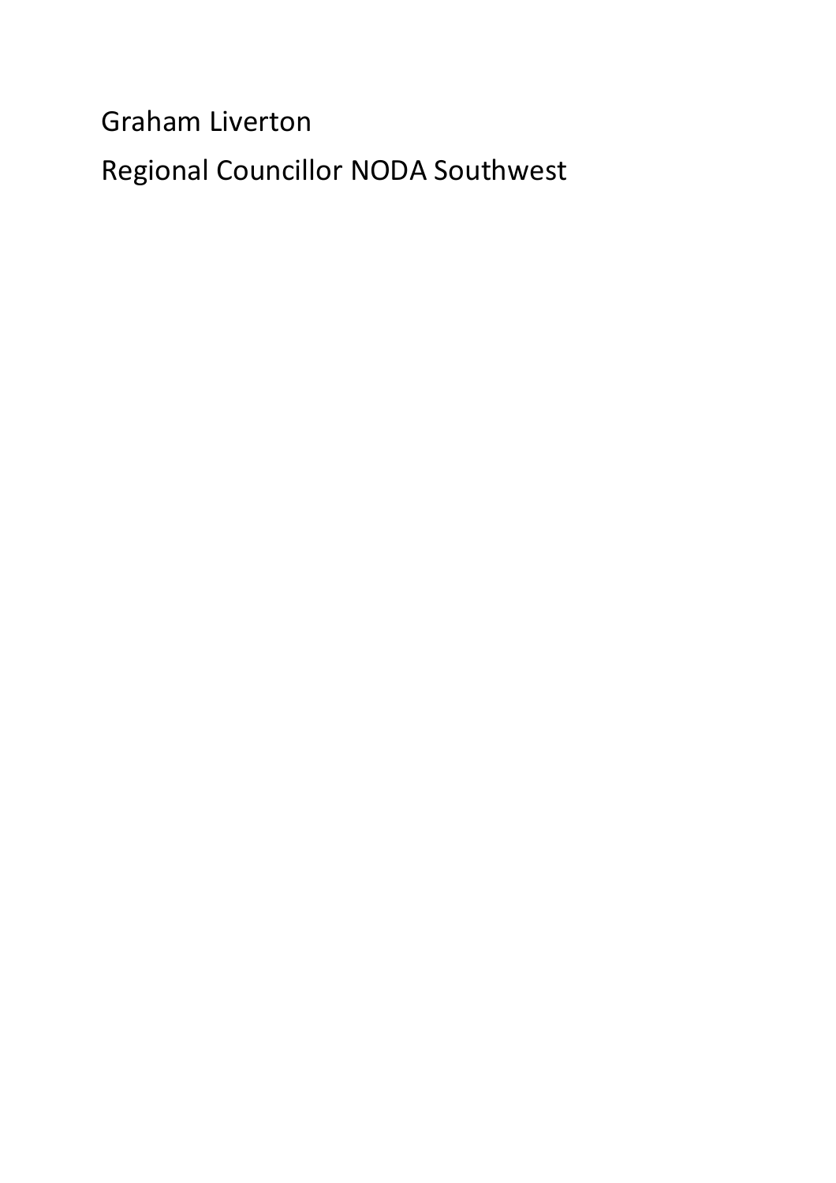Graham Liverton

Regional Councillor NODA Southwest